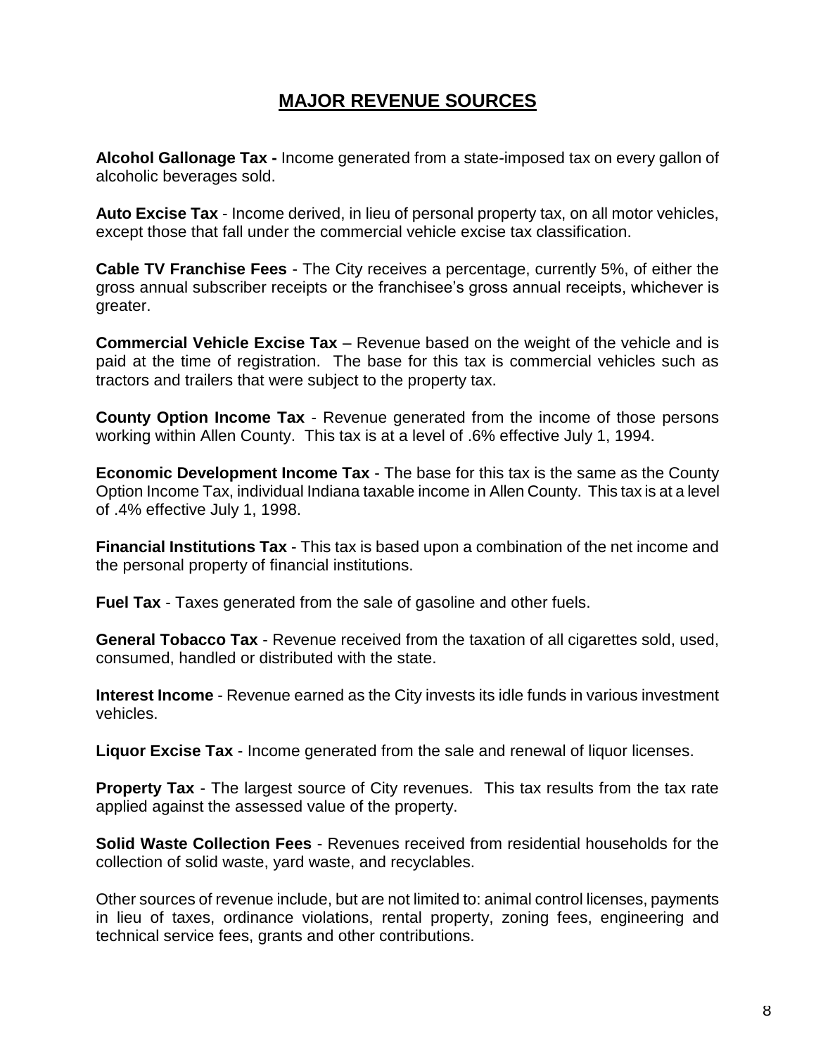# MAJOR REVENUE SOURCES

**Alcohol Gallonage Tax -** Income generated from a state-imposed tax on every gallon of alcoholic beverages sold.

**Auto Excise Tax** - Income derived, in lieu of personal property tax, on all motor vehicles, except those that fall under the commercial vehicle excise tax classification.

**Cable TV Franchise Fees** - The City receives a percentage, currently 5%, of either the gross annual subscriber receipts or the franchisee's gross annual receipts, whichever is greater.

**Commercial Vehicle Excise Tax** – Revenue based on the weight of the vehicle and is paid at the time of registration. The base for this tax is commercial vehicles such as tractors and trailers that were subject to the property tax.

**County Option Income Tax** - Revenue generated from the income of those persons working within Allen County. This tax is at a level of .6% effective July 1, 1994.

**Economic Development Income Tax** - The base for this tax is the same as the County Option Income Tax, individual Indiana taxable income in Allen County. This tax is at a level of .4% effective July 1, 1998.

**Financial Institutions Tax** - This tax is based upon a combination of the net income and the personal property of financial institutions.

**Fuel Tax** - Taxes generated from the sale of gasoline and other fuels.

**General Tobacco Tax** - Revenue received from the taxation of all cigarettes sold, used, consumed, handled or distributed with the state.

**Interest Income** - Revenue earned as the City invests its idle funds in various investment vehicles.

**Liquor Excise Tax** - Income generated from the sale and renewal of liquor licenses.

**Property Tax** - The largest source of City revenues. This tax results from the tax rate applied against the assessed value of the property.

**Solid Waste Collection Fees** - Revenues received from residential households for the collection of solid waste, yard waste, and recyclables.

Other sources of revenue include, but are not limited to: animal control licenses, payments in lieu of taxes, ordinance violations, rental property, zoning fees, engineering and technical service fees, grants and other contributions.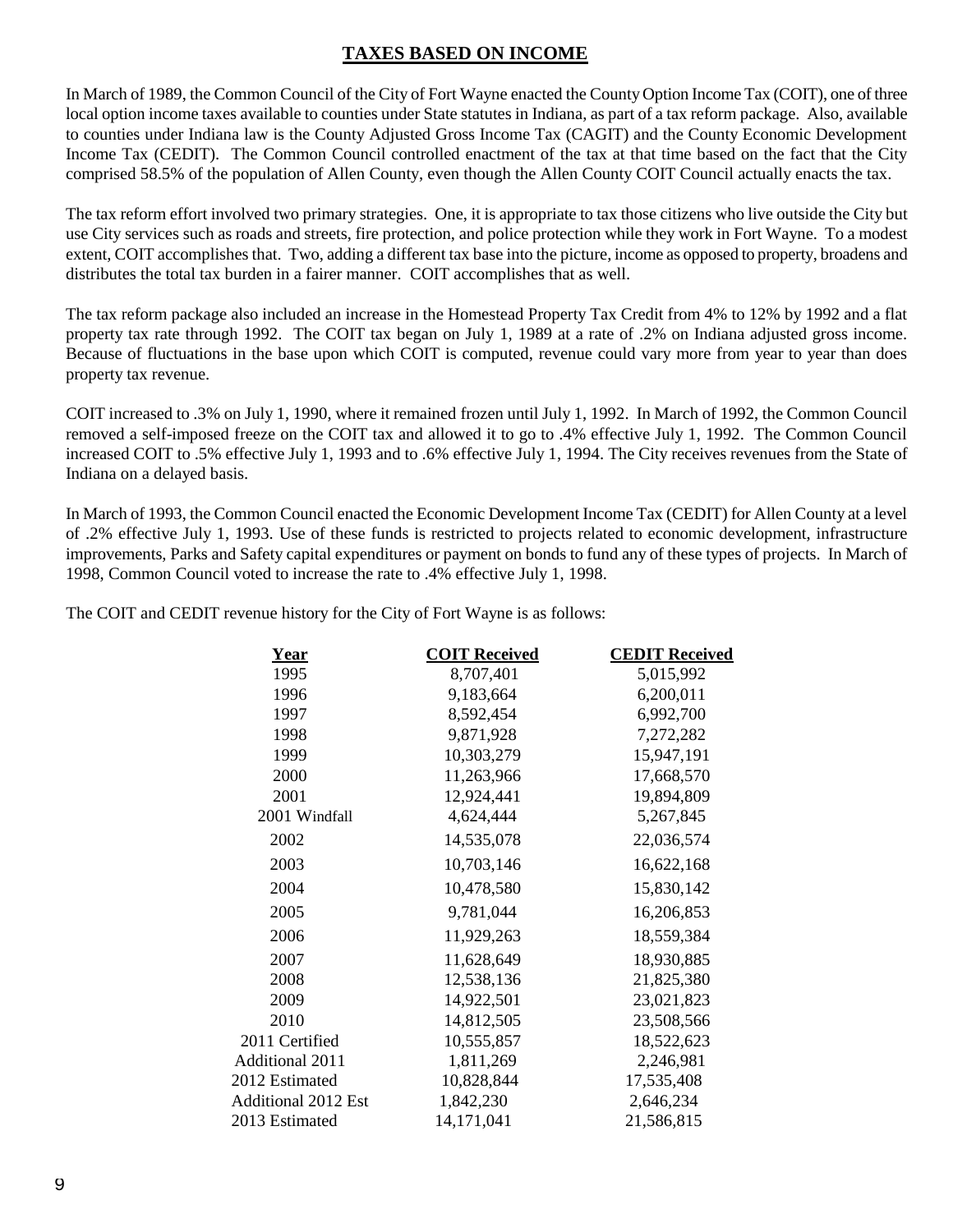## TAXES BASED ON INCOME

In March of 1989, the Common Council of the City of Fort Wayne enacted the County Option Income Tax (COIT), one of three local option income taxes available to counties under State statutes in Indiana, as part of a tax reform package. Also, available to counties under Indiana law is the County Adjusted Gross Income Tax (CAGIT) and the County Economic Development Income Tax (CEDIT). The Common Council controlled enactment of the tax at that time based on the fact that the City comprised 58.5% of the population of Allen County, even though the Allen County COIT Council actually enacts the tax.

The tax reform effort involved two primary strategies. One, it is appropriate to tax those citizens who live outside the City but use City services such as roads and streets, fire protection, and police protection while they work in Fort Wayne. To a modest extent, COIT accomplishes that. Two, adding a different tax base into the picture, income as opposed to property, broadens and distributes the total tax burden in a fairer manner. COIT accomplishes that as well.

The tax reform package also included an increase in the Homestead Property Tax Credit from 4% to 12% by 1992 and a flat property tax rate through 1992. The COIT tax began on July 1, 1989 at a rate of .2% on Indiana adjusted gross income. Because of fluctuations in the base upon which COIT is computed, revenue could vary more from year to year than does property tax revenue.

COIT increased to .3% on July 1, 1990, where it remained frozen until July 1, 1992. In March of 1992, the Common Council removed a self-imposed freeze on the COIT tax and allowed it to go to .4% effective July 1, 1992. The Common Council increased COIT to .5% effective July 1, 1993 and to .6% effective July 1, 1994. The City receives revenues from the State of Indiana on a delayed basis.

In March of 1993, the Common Council enacted the Economic Development Income Tax (CEDIT) for Allen County at a level of .2% effective July 1, 1993. Use of these funds is restricted to projects related to economic development, infrastructure improvements, Parks and Safety capital expenditures or payment on bonds to fund any of these types of projects. In March of 1998, Common Council voted to increase the rate to .4% effective July 1, 1998.

The COIT and CEDIT revenue history for the City of Fort Wayne is as follows:

| Year | COIT Received | CEDIT Received |
|---|---|---|
| 1995 | 8,707,401 | 5,015,992 |
| 1996 | 9,183,664 | 6,200,011 |
| 1997 | 8,592,454 | 6,992,700 |
| 1998 | 9,871,928 | 7,272,282 |
| 1999 | 10,303,279 | 15,947,191 |
| 2000 | 11,263,966 | 17,668,570 |
| 2001 | 12,924,441 | 19,894,809 |
| 2001 Windfall | 4,624,444 | 5,267,845 |
| 2002 | 14,535,078 | 22,036,574 |
| 2003 | 10,703,146 | 16,622,168 |
| 2004 | 10,478,580 | 15,830,142 |
| 2005 | 9,781,044 | 16,206,853 |
| 2006 | 11,929,263 | 18,559,384 |
| 2007 | 11,628,649 | 18,930,885 |
| 2008 | 12,538,136 | 21,825,380 |
| 2009 | 14,922,501 | 23,021,823 |
| 2010 | 14,812,505 | 23,508,566 |
| 2011 Certified | 10,555,857 | 18,522,623 |
| Additional 2011 | 1,811,269 | 2,246,981 |
| 2012 Estimated | 10,828,844 | 17,535,408 |
| Additional 2012 Est | 1,842,230 | 2,646,234 |
| 2013 Estimated | 14,171,041 | 21,586,815 |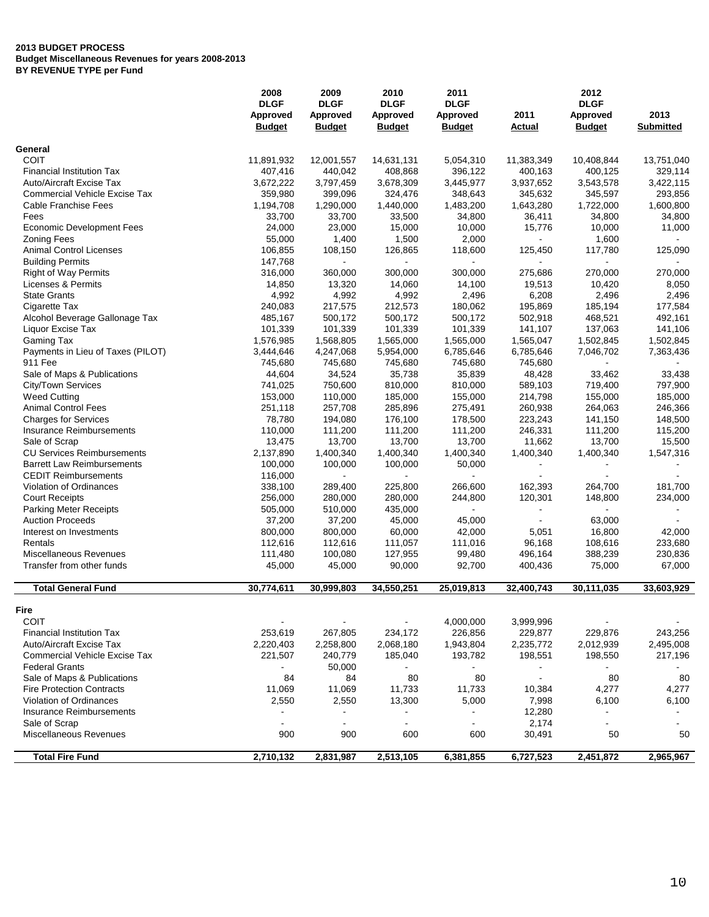**2013 BUDGET PROCESS**
**Budget Miscellaneous Revenues for years 2008-2013**
**BY REVENUE TYPE per Fund**

| | 2008 DLGF Approved Budget | 2009 DLGF Approved Budget | 2010 DLGF Approved Budget | 2011 DLGF Approved Budget | 2011 Actual | 2012 DLGF Approved Budget | 2013 Submitted |
|---|---|---|---|---|---|---|---|
| **General** | | | | | | | |
| COIT | 11,891,932 | 12,001,557 | 14,631,131 | 5,054,310 | 11,383,349 | 10,408,844 | 13,751,040 |
| Financial Institution Tax | 407,416 | 440,042 | 408,868 | 396,122 | 400,163 | 400,125 | 329,114 |
| Auto/Aircraft Excise Tax | 3,672,222 | 3,797,459 | 3,678,309 | 3,445,977 | 3,937,652 | 3,543,578 | 3,422,115 |
| Commercial Vehicle Excise Tax | 359,980 | 399,096 | 324,476 | 348,643 | 345,632 | 345,597 | 293,856 |
| Cable Franchise Fees | 1,194,708 | 1,290,000 | 1,440,000 | 1,483,200 | 1,643,280 | 1,722,000 | 1,600,800 |
| Fees | 33,700 | 33,700 | 33,500 | 34,800 | 36,411 | 34,800 | 34,800 |
| Economic Development Fees | 24,000 | 23,000 | 15,000 | 10,000 | 15,776 | 10,000 | 11,000 |
| Zoning Fees | 55,000 | 1,400 | 1,500 | 2,000 | - | 1,600 | - |
| Animal Control Licenses | 106,855 | 108,150 | 126,865 | 118,600 | 125,450 | 117,780 | 125,090 |
| Building Permits | 147,768 | - | - | - | - | - | - |
| Right of Way Permits | 316,000 | 360,000 | 300,000 | 300,000 | 275,686 | 270,000 | 270,000 |
| Licenses & Permits | 14,850 | 13,320 | 14,060 | 14,100 | 19,513 | 10,420 | 8,050 |
| State Grants | 4,992 | 4,992 | 4,992 | 2,496 | 6,208 | 2,496 | 2,496 |
| Cigarette Tax | 240,083 | 217,575 | 212,573 | 180,062 | 195,869 | 185,194 | 177,584 |
| Alcohol Beverage Gallonage Tax | 485,167 | 500,172 | 500,172 | 500,172 | 502,918 | 468,521 | 492,161 |
| Liquor Excise Tax | 101,339 | 101,339 | 101,339 | 101,339 | 141,107 | 137,063 | 141,106 |
| Gaming Tax | 1,576,985 | 1,568,805 | 1,565,000 | 1,565,000 | 1,565,047 | 1,502,845 | 1,502,845 |
| Payments in Lieu of Taxes (PILOT) | 3,444,646 | 4,247,068 | 5,954,000 | 6,785,646 | 6,785,646 | 7,046,702 | 7,363,436 |
| 911 Fee | 745,680 | 745,680 | 745,680 | 745,680 | 745,680 | - | - |
| Sale of Maps & Publications | 44,604 | 34,524 | 35,738 | 35,839 | 48,428 | 33,462 | 33,438 |
| City/Town Services | 741,025 | 750,600 | 810,000 | 810,000 | 589,103 | 719,400 | 797,900 |
| Weed Cutting | 153,000 | 110,000 | 185,000 | 155,000 | 214,798 | 155,000 | 185,000 |
| Animal Control Fees | 251,118 | 257,708 | 285,896 | 275,491 | 260,938 | 264,063 | 246,366 |
| Charges for Services | 78,780 | 194,080 | 176,100 | 178,500 | 223,243 | 141,150 | 148,500 |
| Insurance Reimbursements | 110,000 | 111,200 | 111,200 | 111,200 | 246,331 | 111,200 | 115,200 |
| Sale of Scrap | 13,475 | 13,700 | 13,700 | 13,700 | 11,662 | 13,700 | 15,500 |
| CU Services Reimbursements | 2,137,890 | 1,400,340 | 1,400,340 | 1,400,340 | 1,400,340 | 1,400,340 | 1,547,316 |
| Barrett Law Reimbursements | 100,000 | 100,000 | 100,000 | 50,000 | - | - | - |
| CEDIT Reimbursements | 116,000 | - | - | - | - | - | - |
| Violation of Ordinances | 338,100 | 289,400 | 225,800 | 266,600 | 162,393 | 264,700 | 181,700 |
| Court Receipts | 256,000 | 280,000 | 280,000 | 244,800 | 120,301 | 148,800 | 234,000 |
| Parking Meter Receipts | 505,000 | 510,000 | 435,000 | - | - | - | - |
| Auction Proceeds | 37,200 | 37,200 | 45,000 | 45,000 | - | 63,000 | - |
| Interest on Investments | 800,000 | 800,000 | 60,000 | 42,000 | 5,051 | 16,800 | 42,000 |
| Rentals | 112,616 | 112,616 | 111,057 | 111,016 | 96,168 | 108,616 | 233,680 |
| Miscellaneous Revenues | 111,480 | 100,080 | 127,955 | 99,480 | 496,164 | 388,239 | 230,836 |
| Transfer from other funds | 45,000 | 45,000 | 90,000 | 92,700 | 400,436 | 75,000 | 67,000 |
| **Total General Fund** | **30,774,611** | **30,999,803** | **34,550,251** | **25,019,813** | **32,400,743** | **30,111,035** | **33,603,929** |
| **Fire** | | | | | | | |
| COIT | - | - | - | 4,000,000 | 3,999,996 | - | - |
| Financial Institution Tax | 253,619 | 267,805 | 234,172 | 226,856 | 229,877 | 229,876 | 243,256 |
| Auto/Aircraft Excise Tax | 2,220,403 | 2,258,800 | 2,068,180 | 1,943,804 | 2,235,772 | 2,012,939 | 2,495,008 |
| Commercial Vehicle Excise Tax | 221,507 | 240,779 | 185,040 | 193,782 | 198,551 | 198,550 | 217,196 |
| Federal Grants | - | 50,000 | - | - | - | - | - |
| Sale of Maps & Publications | 84 | 84 | 80 | 80 | - | 80 | 80 |
| Fire Protection Contracts | 11,069 | 11,069 | 11,733 | 11,733 | 10,384 | 4,277 | 4,277 |
| Violation of Ordinances | 2,550 | 2,550 | 13,300 | 5,000 | 7,998 | 6,100 | 6,100 |
| Insurance Reimbursements | - | - | - | - | 12,280 | - | - |
| Sale of Scrap | - | - | - | - | 2,174 | - | - |
| Miscellaneous Revenues | 900 | 900 | 600 | 600 | 30,491 | 50 | 50 |
| **Total Fire Fund** | **2,710,132** | **2,831,987** | **2,513,105** | **6,381,855** | **6,727,523** | **2,451,872** | **2,965,967** |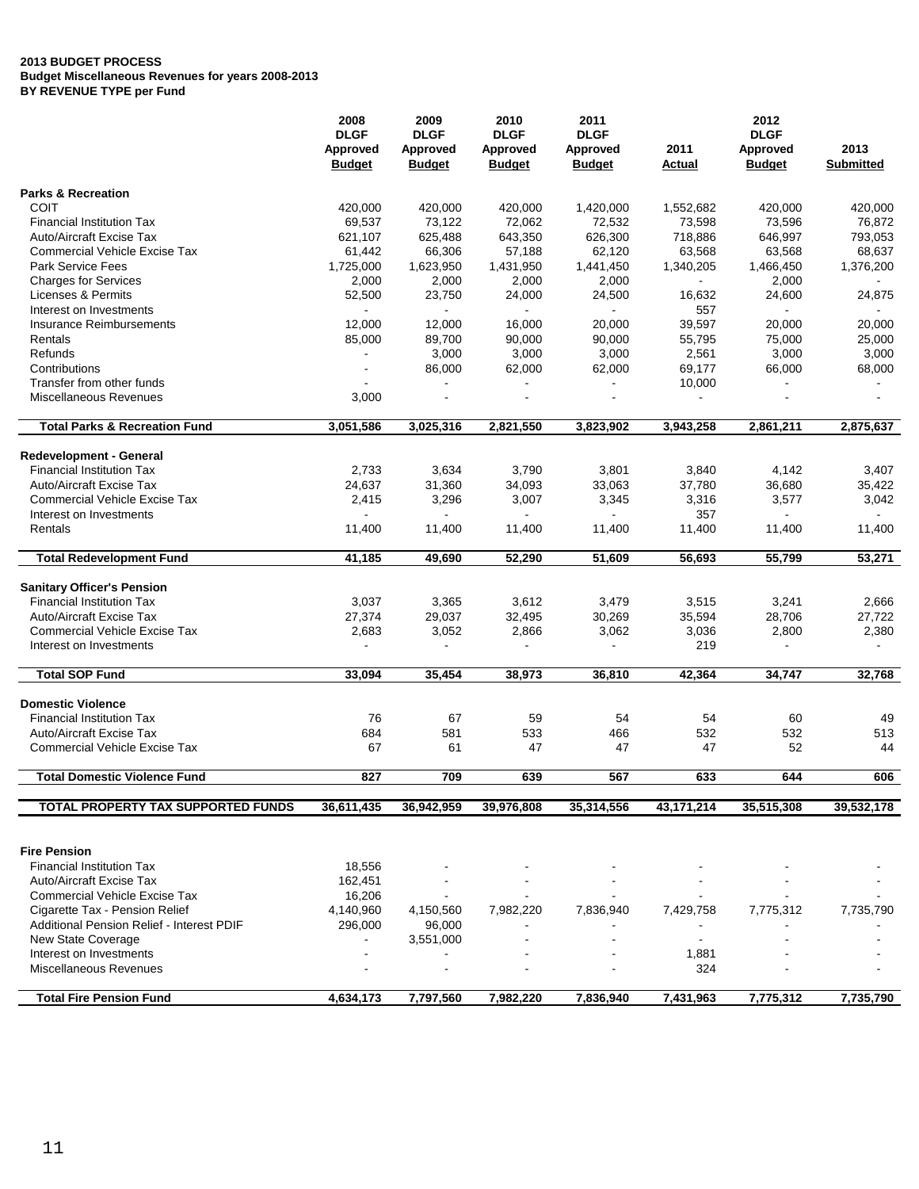**2013 BUDGET PROCESS**
**Budget Miscellaneous Revenues for years 2008-2013**
**BY REVENUE TYPE per Fund**

| | 2008 DLGF Approved Budget | 2009 DLGF Approved Budget | 2010 DLGF Approved Budget | 2011 DLGF Approved Budget | 2011 Actual | 2012 DLGF Approved Budget | 2013 Submitted |
|---|---|---|---|---|---|---|---|
| **Parks & Recreation** | | | | | | | |
| COIT | 420,000 | 420,000 | 420,000 | 1,420,000 | 1,552,682 | 420,000 | 420,000 |
| Financial Institution Tax | 69,537 | 73,122 | 72,062 | 72,532 | 73,598 | 73,596 | 76,872 |
| Auto/Aircraft Excise Tax | 621,107 | 625,488 | 643,350 | 626,300 | 718,886 | 646,997 | 793,053 |
| Commercial Vehicle Excise Tax | 61,442 | 66,306 | 57,188 | 62,120 | 63,568 | 63,568 | 68,637 |
| Park Service Fees | 1,725,000 | 1,623,950 | 1,431,950 | 1,441,450 | 1,340,205 | 1,466,450 | 1,376,200 |
| Charges for Services | 2,000 | 2,000 | 2,000 | 2,000 | - | 2,000 | - |
| Licenses & Permits | 52,500 | 23,750 | 24,000 | 24,500 | 16,632 | 24,600 | 24,875 |
| Interest on Investments | - | - | - | - | 557 | - | - |
| Insurance Reimbursements | 12,000 | 12,000 | 16,000 | 20,000 | 39,597 | 20,000 | 20,000 |
| Rentals | 85,000 | 89,700 | 90,000 | 90,000 | 55,795 | 75,000 | 25,000 |
| Refunds | - | 3,000 | 3,000 | 3,000 | 2,561 | 3,000 | 3,000 |
| Contributions | - | 86,000 | 62,000 | 62,000 | 69,177 | 66,000 | 68,000 |
| Transfer from other funds | - | - | - | - | 10,000 | - | - |
| Miscellaneous Revenues | 3,000 | - | - | - | - | - | - |
| **Total Parks & Recreation Fund** | **3,051,586** | **3,025,316** | **2,821,550** | **3,823,902** | **3,943,258** | **2,861,211** | **2,875,637** |
| **Redevelopment - General** | | | | | | | |
| Financial Institution Tax | 2,733 | 3,634 | 3,790 | 3,801 | 3,840 | 4,142 | 3,407 |
| Auto/Aircraft Excise Tax | 24,637 | 31,360 | 34,093 | 33,063 | 37,780 | 36,680 | 35,422 |
| Commercial Vehicle Excise Tax | 2,415 | 3,296 | 3,007 | 3,345 | 3,316 | 3,577 | 3,042 |
| Interest on Investments | - | - | - | - | 357 | - | - |
| Rentals | 11,400 | 11,400 | 11,400 | 11,400 | 11,400 | 11,400 | 11,400 |
| **Total Redevelopment Fund** | **41,185** | **49,690** | **52,290** | **51,609** | **56,693** | **55,799** | **53,271** |
| **Sanitary Officer's Pension** | | | | | | | |
| Financial Institution Tax | 3,037 | 3,365 | 3,612 | 3,479 | 3,515 | 3,241 | 2,666 |
| Auto/Aircraft Excise Tax | 27,374 | 29,037 | 32,495 | 30,269 | 35,594 | 28,706 | 27,722 |
| Commercial Vehicle Excise Tax | 2,683 | 3,052 | 2,866 | 3,062 | 3,036 | 2,800 | 2,380 |
| Interest on Investments | - | - | - | - | 219 | - | - |
| **Total SOP Fund** | **33,094** | **35,454** | **38,973** | **36,810** | **42,364** | **34,747** | **32,768** |
| **Domestic Violence** | | | | | | | |
| Financial Institution Tax | 76 | 67 | 59 | 54 | 54 | 60 | 49 |
| Auto/Aircraft Excise Tax | 684 | 581 | 533 | 466 | 532 | 532 | 513 |
| Commercial Vehicle Excise Tax | 67 | 61 | 47 | 47 | 47 | 52 | 44 |
| **Total Domestic Violence Fund** | **827** | **709** | **639** | **567** | **633** | **644** | **606** |
| **TOTAL PROPERTY TAX SUPPORTED FUNDS** | **36,611,435** | **36,942,959** | **39,976,808** | **35,314,556** | **43,171,214** | **35,515,308** | **39,532,178** |
| **Fire Pension** | | | | | | | |
| Financial Institution Tax | 18,556 | - | - | - | - | - | - |
| Auto/Aircraft Excise Tax | 162,451 | - | - | - | - | - | - |
| Commercial Vehicle Excise Tax | 16,206 | - | - | - | - | - | - |
| Cigarette Tax - Pension Relief | 4,140,960 | 4,150,560 | 7,982,220 | 7,836,940 | 7,429,758 | 7,775,312 | 7,735,790 |
| Additional Pension Relief - Interest PDIF | 296,000 | 96,000 | - | - | - | - | - |
| New State Coverage | - | 3,551,000 | - | - | - | - | - |
| Interest on Investments | - | - | - | - | 1,881 | - | - |
| Miscellaneous Revenues | - | - | - | - | 324 | - | - |
| **Total Fire Pension Fund** | **4,634,173** | **7,797,560** | **7,982,220** | **7,836,940** | **7,431,963** | **7,775,312** | **7,735,790** |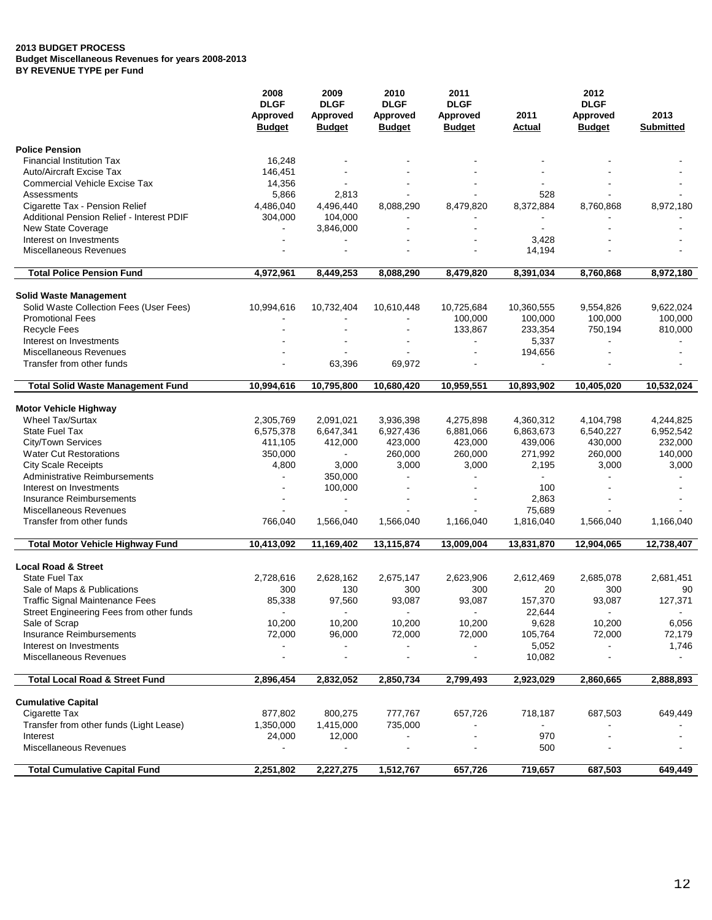**2013 BUDGET PROCESS**
**Budget Miscellaneous Revenues for years 2008-2013**
**BY REVENUE TYPE per Fund**

| | 2008 DLGF Approved Budget | 2009 DLGF Approved Budget | 2010 DLGF Approved Budget | 2011 DLGF Approved Budget | 2011 Actual | 2012 DLGF Approved Budget | 2013 Submitted |
|---|---|---|---|---|---|---|---|
| **Police Pension** | | | | | | | |
| Financial Institution Tax | 16,248 | - | - | - | - | - | - |
| Auto/Aircraft Excise Tax | 146,451 | - | - | - | - | - | - |
| Commercial Vehicle Excise Tax | 14,356 | - | - | - | - | - | - |
| Assessments | 5,866 | 2,813 | - | - | 528 | - | - |
| Cigarette Tax - Pension Relief | 4,486,040 | 4,496,440 | 8,088,290 | 8,479,820 | 8,372,884 | 8,760,868 | 8,972,180 |
| Additional Pension Relief - Interest PDIF | 304,000 | 104,000 | - | - | - | - | - |
| New State Coverage | - | 3,846,000 | - | - | - | - | - |
| Interest on Investments | - | - | - | - | 3,428 | - | - |
| Miscellaneous Revenues | - | - | - | - | 14,194 | - | - |
| **Total Police Pension Fund** | **4,972,961** | **8,449,253** | **8,088,290** | **8,479,820** | **8,391,034** | **8,760,868** | **8,972,180** |
| **Solid Waste Management** | | | | | | | |
| Solid Waste Collection Fees (User Fees) | 10,994,616 | 10,732,404 | 10,610,448 | 10,725,684 | 10,360,555 | 9,554,826 | 9,622,024 |
| Promotional Fees | - | - | - | 100,000 | 100,000 | 100,000 | 100,000 |
| Recycle Fees | - | - | - | 133,867 | 233,354 | 750,194 | 810,000 |
| Interest on Investments | - | - | - | - | 5,337 | - | - |
| Miscellaneous Revenues | - | - | - | - | 194,656 | - | - |
| Transfer from other funds | - | 63,396 | 69,972 | - | - | - | - |
| **Total Solid Waste Management Fund** | **10,994,616** | **10,795,800** | **10,680,420** | **10,959,551** | **10,893,902** | **10,405,020** | **10,532,024** |
| **Motor Vehicle Highway** | | | | | | | |
| Wheel Tax/Surtax | 2,305,769 | 2,091,021 | 3,936,398 | 4,275,898 | 4,360,312 | 4,104,798 | 4,244,825 |
| State Fuel Tax | 6,575,378 | 6,647,341 | 6,927,436 | 6,881,066 | 6,863,673 | 6,540,227 | 6,952,542 |
| City/Town Services | 411,105 | 412,000 | 423,000 | 423,000 | 439,006 | 430,000 | 232,000 |
| Water Cut Restorations | 350,000 | - | 260,000 | 260,000 | 271,992 | 260,000 | 140,000 |
| City Scale Receipts | 4,800 | 3,000 | 3,000 | 3,000 | 2,195 | 3,000 | 3,000 |
| Administrative Reimbursements | - | 350,000 | - | - | - | - | - |
| Interest on Investments | - | 100,000 | - | - | 100 | - | - |
| Insurance Reimbursements | - | - | - | - | 2,863 | - | - |
| Miscellaneous Revenues | - | - | - | - | 75,689 | - | - |
| Transfer from other funds | 766,040 | 1,566,040 | 1,566,040 | 1,166,040 | 1,816,040 | 1,566,040 | 1,166,040 |
| **Total Motor Vehicle Highway Fund** | **10,413,092** | **11,169,402** | **13,115,874** | **13,009,004** | **13,831,870** | **12,904,065** | **12,738,407** |
| **Local Road & Street** | | | | | | | |
| State Fuel Tax | 2,728,616 | 2,628,162 | 2,675,147 | 2,623,906 | 2,612,469 | 2,685,078 | 2,681,451 |
| Sale of Maps & Publications | 300 | 130 | 300 | 300 | 20 | 300 | 90 |
| Traffic Signal Maintenance Fees | 85,338 | 97,560 | 93,087 | 93,087 | 157,370 | 93,087 | 127,371 |
| Street Engineering Fees from other funds | - | - | - | - | 22,644 | - | - |
| Sale of Scrap | 10,200 | 10,200 | 10,200 | 10,200 | 9,628 | 10,200 | 6,056 |
| Insurance Reimbursements | 72,000 | 96,000 | 72,000 | 72,000 | 105,764 | 72,000 | 72,179 |
| Interest on Investments | - | - | - | - | 5,052 | - | 1,746 |
| Miscellaneous Revenues | - | - | - | - | 10,082 | - | - |
| **Total Local Road & Street Fund** | **2,896,454** | **2,832,052** | **2,850,734** | **2,799,493** | **2,923,029** | **2,860,665** | **2,888,893** |
| **Cumulative Capital** | | | | | | | |
| Cigarette Tax | 877,802 | 800,275 | 777,767 | 657,726 | 718,187 | 687,503 | 649,449 |
| Transfer from other funds (Light Lease) | 1,350,000 | 1,415,000 | 735,000 | - | - | - | - |
| Interest | 24,000 | 12,000 | - | - | 970 | - | - |
| Miscellaneous Revenues | - | - | - | - | 500 | - | - |
| **Total Cumulative Capital Fund** | **2,251,802** | **2,227,275** | **1,512,767** | **657,726** | **719,657** | **687,503** | **649,449** |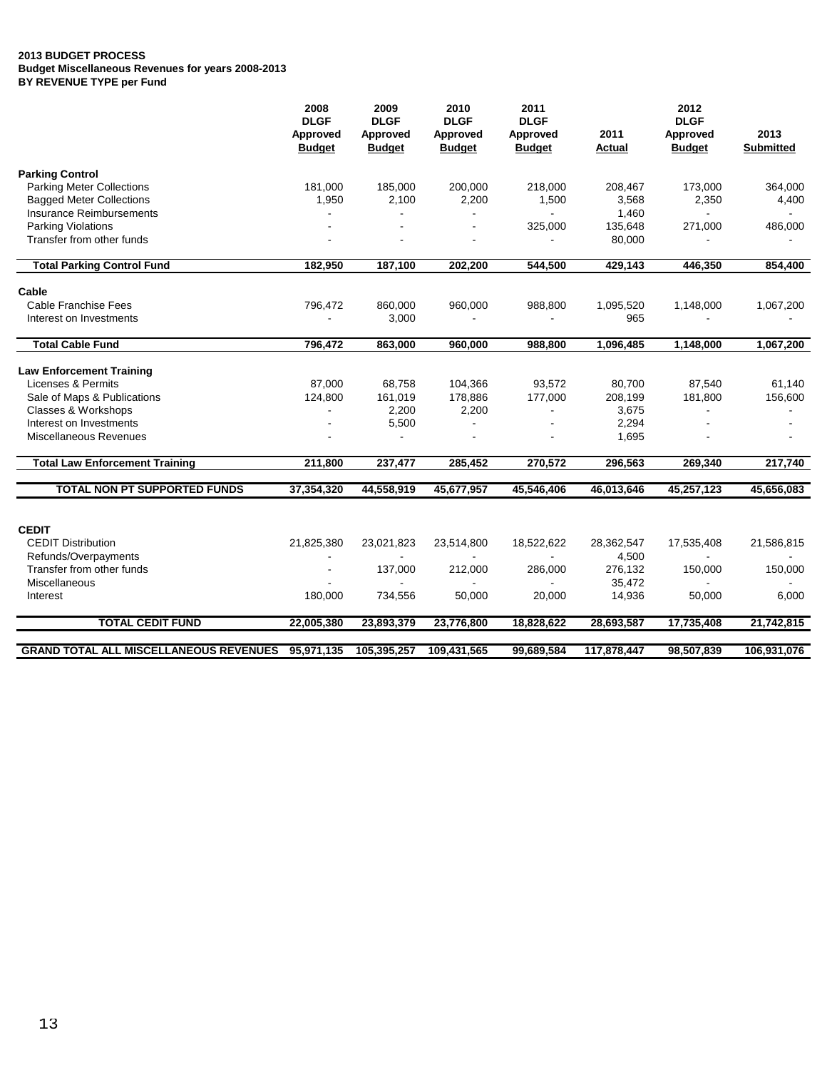**2013 BUDGET PROCESS**
**Budget Miscellaneous Revenues for years 2008-2013**
**BY REVENUE TYPE per Fund**

| | 2008 DLGF Approved Budget | 2009 DLGF Approved Budget | 2010 DLGF Approved Budget | 2011 DLGF Approved Budget | 2011 Actual | 2012 DLGF Approved Budget | 2013 Submitted |
|---|---|---|---|---|---|---|---|
| **Parking Control** | | | | | | | |
| Parking Meter Collections | 181,000 | 185,000 | 200,000 | 218,000 | 208,467 | 173,000 | 364,000 |
| Bagged Meter Collections | 1,950 | 2,100 | 2,200 | 1,500 | 3,568 | 2,350 | 4,400 |
| Insurance Reimbursements | - | - | - | - | 1,460 | - | - |
| Parking Violations | - | - | - | 325,000 | 135,648 | 271,000 | 486,000 |
| Transfer from other funds | - | - | - | - | 80,000 | - | - |
| **Total Parking Control Fund** | **182,950** | **187,100** | **202,200** | **544,500** | **429,143** | **446,350** | **854,400** |
| **Cable** | | | | | | | |
| Cable Franchise Fees | 796,472 | 860,000 | 960,000 | 988,800 | 1,095,520 | 1,148,000 | 1,067,200 |
| Interest on Investments | - | 3,000 | - | - | 965 | - | - |
| **Total Cable Fund** | **796,472** | **863,000** | **960,000** | **988,800** | **1,096,485** | **1,148,000** | **1,067,200** |
| **Law Enforcement Training** | | | | | | | |
| Licenses & Permits | 87,000 | 68,758 | 104,366 | 93,572 | 80,700 | 87,540 | 61,140 |
| Sale of Maps & Publications | 124,800 | 161,019 | 178,886 | 177,000 | 208,199 | 181,800 | 156,600 |
| Classes & Workshops | - | 2,200 | 2,200 | - | 3,675 | - | - |
| Interest on Investments | - | 5,500 | - | - | 2,294 | - | - |
| Miscellaneous Revenues | - | - | - | - | 1,695 | - | - |
| **Total Law Enforcement Training** | **211,800** | **237,477** | **285,452** | **270,572** | **296,563** | **269,340** | **217,740** |
| **TOTAL NON PT SUPPORTED FUNDS** | **37,354,320** | **44,558,919** | **45,677,957** | **45,546,406** | **46,013,646** | **45,257,123** | **45,656,083** |
| **CEDIT** | | | | | | | |
| CEDIT Distribution | 21,825,380 | 23,021,823 | 23,514,800 | 18,522,622 | 28,362,547 | 17,535,408 | 21,586,815 |
| Refunds/Overpayments | - | - | - | - | 4,500 | - | - |
| Transfer from other funds | - | 137,000 | 212,000 | 286,000 | 276,132 | 150,000 | 150,000 |
| Miscellaneous | - | - | - | - | 35,472 | - | - |
| Interest | 180,000 | 734,556 | 50,000 | 20,000 | 14,936 | 50,000 | 6,000 |
| **TOTAL CEDIT FUND** | **22,005,380** | **23,893,379** | **23,776,800** | **18,828,622** | **28,693,587** | **17,735,408** | **21,742,815** |
| **GRAND TOTAL ALL MISCELLANEOUS REVENUES** | **95,971,135** | **105,395,257** | **109,431,565** | **99,689,584** | **117,878,447** | **98,507,839** | **106,931,076** |